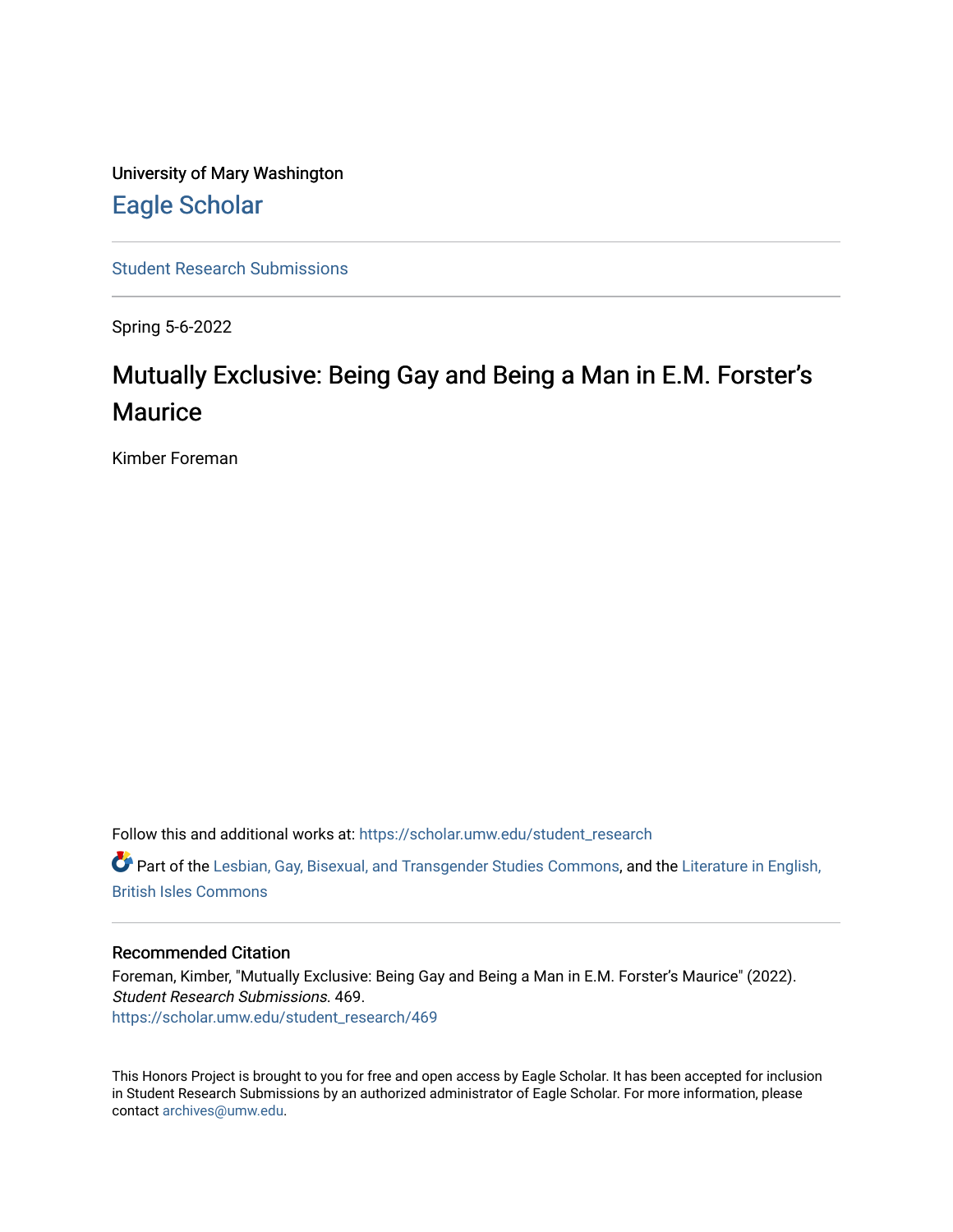University of Mary Washington

## Eagle Scholar

Student Research Submissions

Spring 5-6-2022

# Mutually Exclusive: Being Gay and Being a Man in E.M. Forster's Maurice

Kimber Foreman

Follow this and additional works at: https://scholar.umw.edu/student_research

Part of the Lesbian, Gay, Bisexual, and Transgender Studies Commons, and the Literature in English, British Isles Commons

### Recommended Citation

Foreman, Kimber, "Mutually Exclusive: Being Gay and Being a Man in E.M. Forster's Maurice" (2022). *Student Research Submissions*. 469.
https://scholar.umw.edu/student_research/469

This Honors Project is brought to you for free and open access by Eagle Scholar. It has been accepted for inclusion in Student Research Submissions by an authorized administrator of Eagle Scholar. For more information, please contact archives@umw.edu.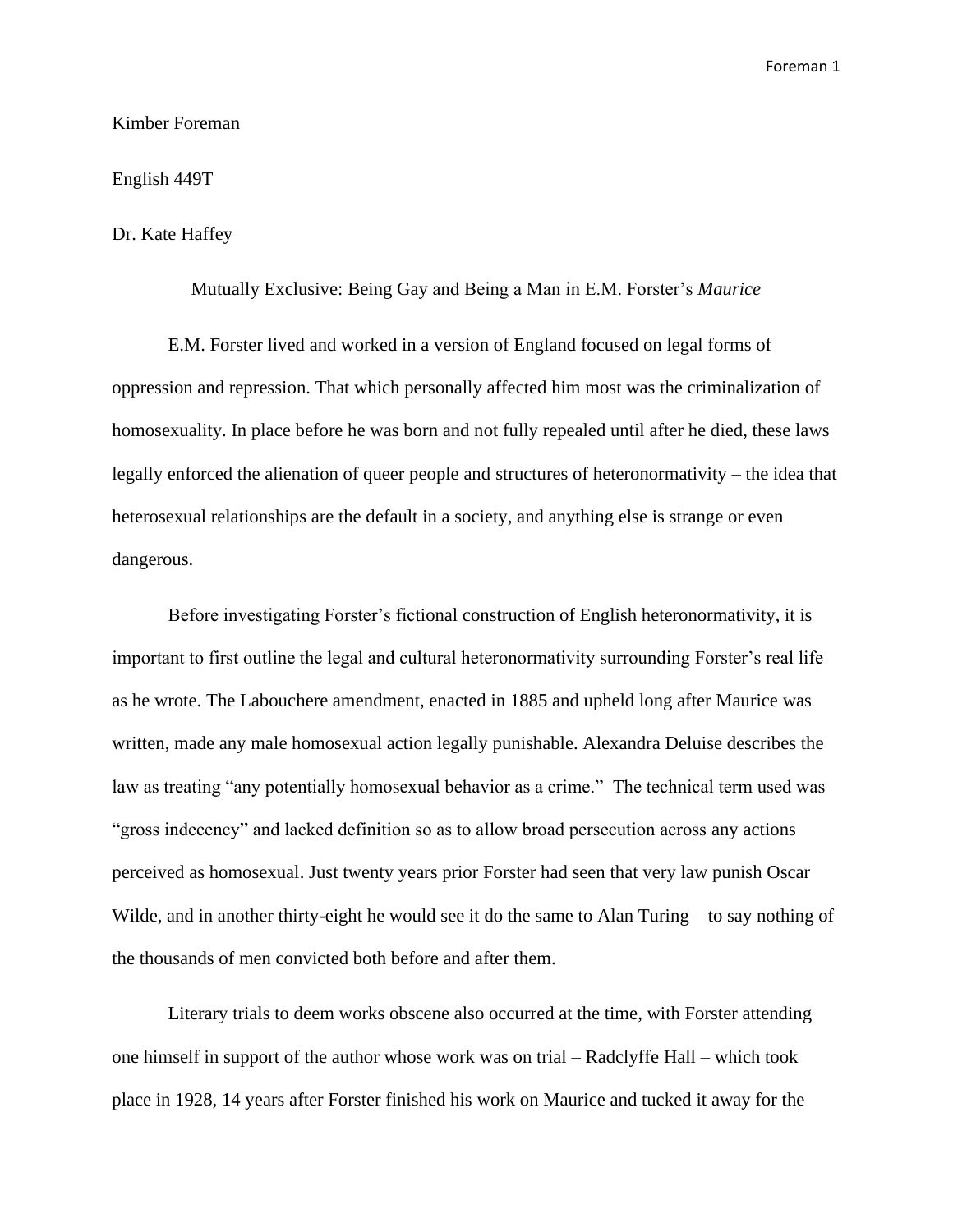Kimber Foreman

English 449T

Dr. Kate Haffey

Mutually Exclusive: Being Gay and Being a Man in E.M. Forster's *Maurice*

E.M. Forster lived and worked in a version of England focused on legal forms of oppression and repression. That which personally affected him most was the criminalization of homosexuality. In place before he was born and not fully repealed until after he died, these laws legally enforced the alienation of queer people and structures of heteronormativity – the idea that heterosexual relationships are the default in a society, and anything else is strange or even dangerous.

Before investigating Forster's fictional construction of English heteronormativity, it is important to first outline the legal and cultural heteronormativity surrounding Forster's real life as he wrote. The Labouchere amendment, enacted in 1885 and upheld long after Maurice was written, made any male homosexual action legally punishable. Alexandra Deluise describes the law as treating "any potentially homosexual behavior as a crime." The technical term used was "gross indecency" and lacked definition so as to allow broad persecution across any actions perceived as homosexual. Just twenty years prior Forster had seen that very law punish Oscar Wilde, and in another thirty-eight he would see it do the same to Alan Turing – to say nothing of the thousands of men convicted both before and after them.

Literary trials to deem works obscene also occurred at the time, with Forster attending one himself in support of the author whose work was on trial – Radclyffe Hall – which took place in 1928, 14 years after Forster finished his work on Maurice and tucked it away for the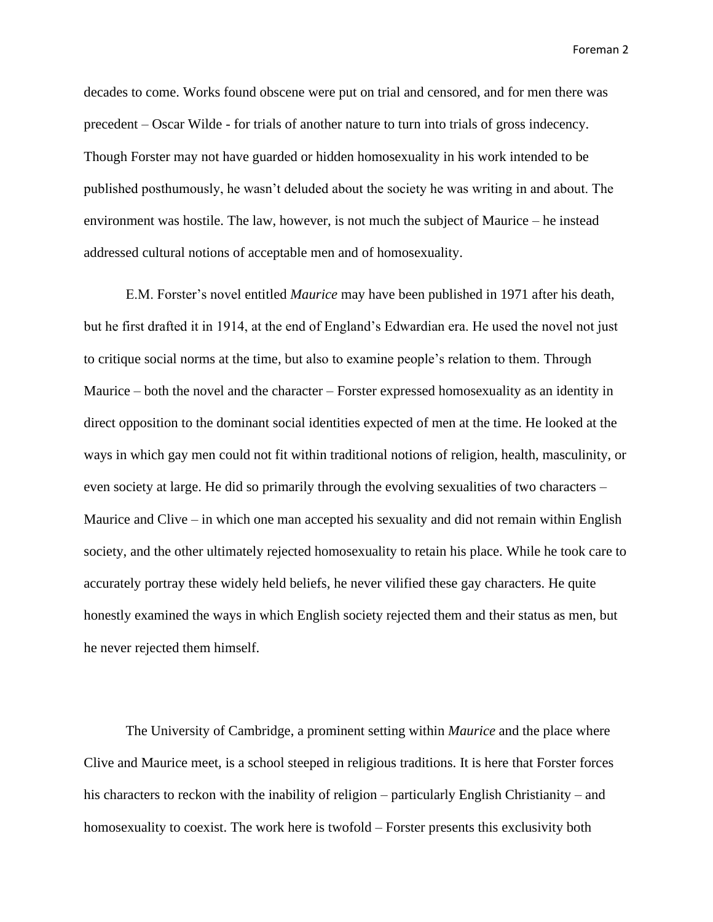decades to come. Works found obscene were put on trial and censored, and for men there was precedent – Oscar Wilde - for trials of another nature to turn into trials of gross indecency. Though Forster may not have guarded or hidden homosexuality in his work intended to be published posthumously, he wasn't deluded about the society he was writing in and about. The environment was hostile. The law, however, is not much the subject of Maurice – he instead addressed cultural notions of acceptable men and of homosexuality.

E.M. Forster's novel entitled *Maurice* may have been published in 1971 after his death, but he first drafted it in 1914, at the end of England's Edwardian era. He used the novel not just to critique social norms at the time, but also to examine people's relation to them. Through Maurice – both the novel and the character – Forster expressed homosexuality as an identity in direct opposition to the dominant social identities expected of men at the time. He looked at the ways in which gay men could not fit within traditional notions of religion, health, masculinity, or even society at large. He did so primarily through the evolving sexualities of two characters – Maurice and Clive – in which one man accepted his sexuality and did not remain within English society, and the other ultimately rejected homosexuality to retain his place. While he took care to accurately portray these widely held beliefs, he never vilified these gay characters. He quite honestly examined the ways in which English society rejected them and their status as men, but he never rejected them himself.

The University of Cambridge, a prominent setting within *Maurice* and the place where Clive and Maurice meet, is a school steeped in religious traditions. It is here that Forster forces his characters to reckon with the inability of religion – particularly English Christianity – and homosexuality to coexist. The work here is twofold – Forster presents this exclusivity both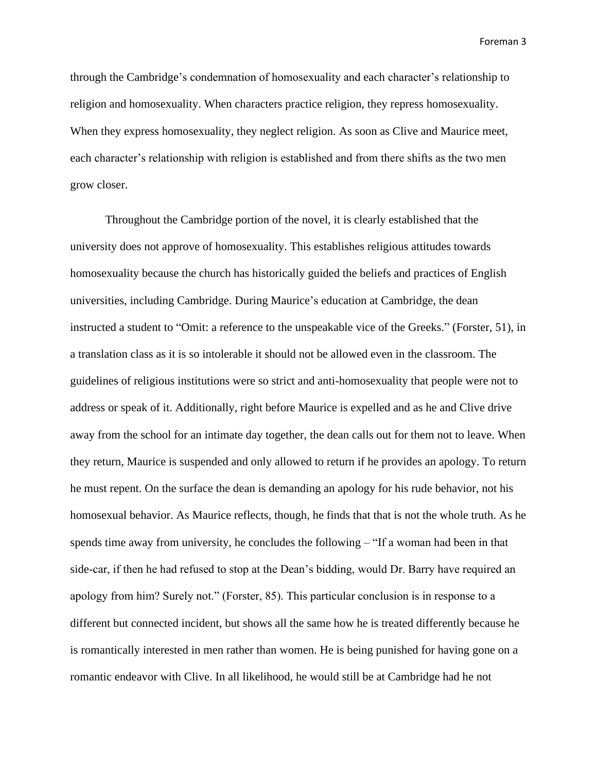through the Cambridge's condemnation of homosexuality and each character's relationship to religion and homosexuality. When characters practice religion, they repress homosexuality. When they express homosexuality, they neglect religion. As soon as Clive and Maurice meet, each character's relationship with religion is established and from there shifts as the two men grow closer.

Throughout the Cambridge portion of the novel, it is clearly established that the university does not approve of homosexuality. This establishes religious attitudes towards homosexuality because the church has historically guided the beliefs and practices of English universities, including Cambridge. During Maurice's education at Cambridge, the dean instructed a student to "Omit: a reference to the unspeakable vice of the Greeks." (Forster, 51), in a translation class as it is so intolerable it should not be allowed even in the classroom. The guidelines of religious institutions were so strict and anti-homosexuality that people were not to address or speak of it. Additionally, right before Maurice is expelled and as he and Clive drive away from the school for an intimate day together, the dean calls out for them not to leave. When they return, Maurice is suspended and only allowed to return if he provides an apology. To return he must repent. On the surface the dean is demanding an apology for his rude behavior, not his homosexual behavior. As Maurice reflects, though, he finds that that is not the whole truth. As he spends time away from university, he concludes the following – "If a woman had been in that side-car, if then he had refused to stop at the Dean's bidding, would Dr. Barry have required an apology from him? Surely not." (Forster, 85). This particular conclusion is in response to a different but connected incident, but shows all the same how he is treated differently because he is romantically interested in men rather than women. He is being punished for having gone on a romantic endeavor with Clive. In all likelihood, he would still be at Cambridge had he not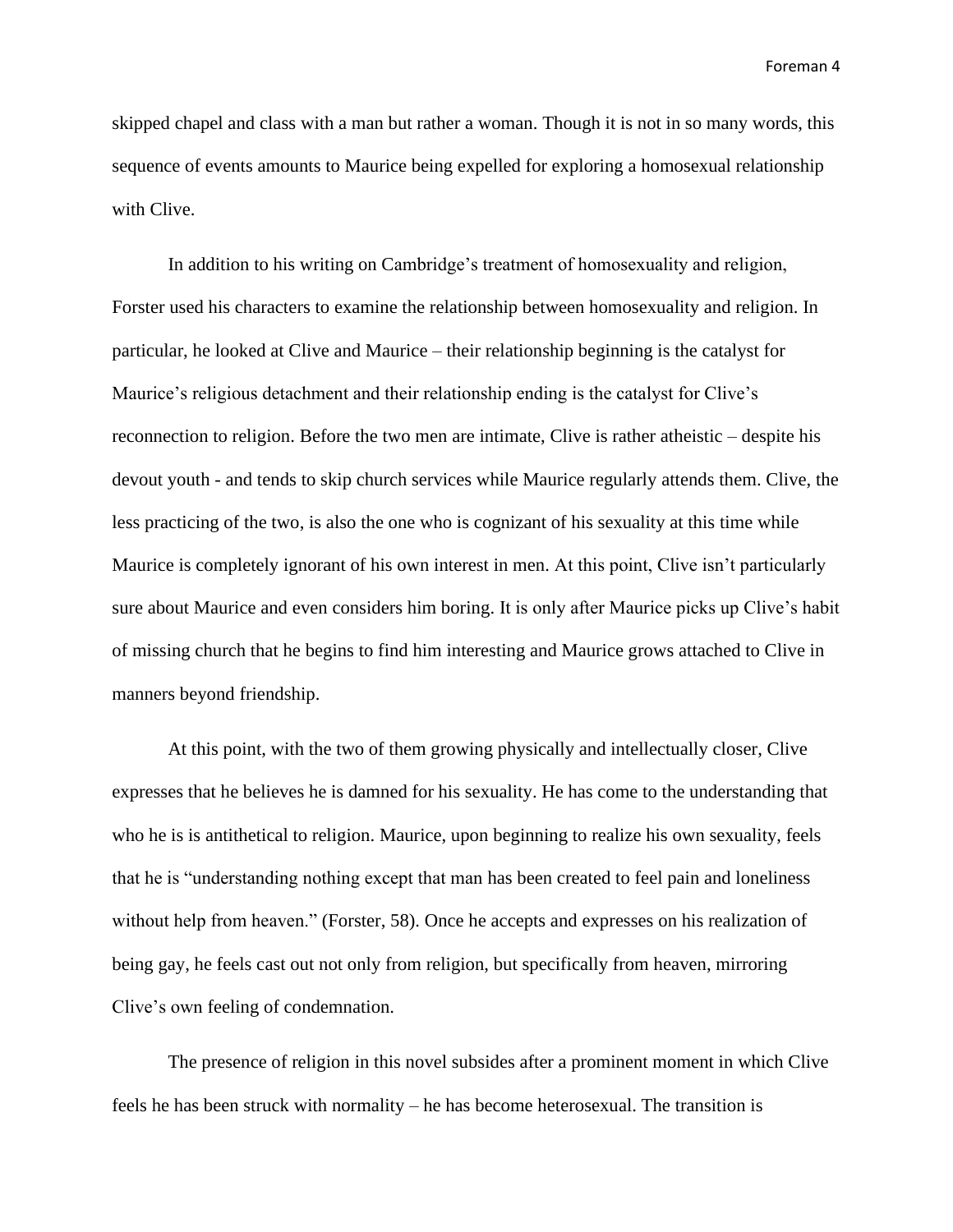skipped chapel and class with a man but rather a woman. Though it is not in so many words, this sequence of events amounts to Maurice being expelled for exploring a homosexual relationship with Clive.

In addition to his writing on Cambridge's treatment of homosexuality and religion, Forster used his characters to examine the relationship between homosexuality and religion. In particular, he looked at Clive and Maurice – their relationship beginning is the catalyst for Maurice's religious detachment and their relationship ending is the catalyst for Clive's reconnection to religion. Before the two men are intimate, Clive is rather atheistic – despite his devout youth - and tends to skip church services while Maurice regularly attends them. Clive, the less practicing of the two, is also the one who is cognizant of his sexuality at this time while Maurice is completely ignorant of his own interest in men. At this point, Clive isn't particularly sure about Maurice and even considers him boring. It is only after Maurice picks up Clive's habit of missing church that he begins to find him interesting and Maurice grows attached to Clive in manners beyond friendship.

At this point, with the two of them growing physically and intellectually closer, Clive expresses that he believes he is damned for his sexuality. He has come to the understanding that who he is is antithetical to religion. Maurice, upon beginning to realize his own sexuality, feels that he is "understanding nothing except that man has been created to feel pain and loneliness without help from heaven." (Forster, 58). Once he accepts and expresses on his realization of being gay, he feels cast out not only from religion, but specifically from heaven, mirroring Clive's own feeling of condemnation.

The presence of religion in this novel subsides after a prominent moment in which Clive feels he has been struck with normality – he has become heterosexual. The transition is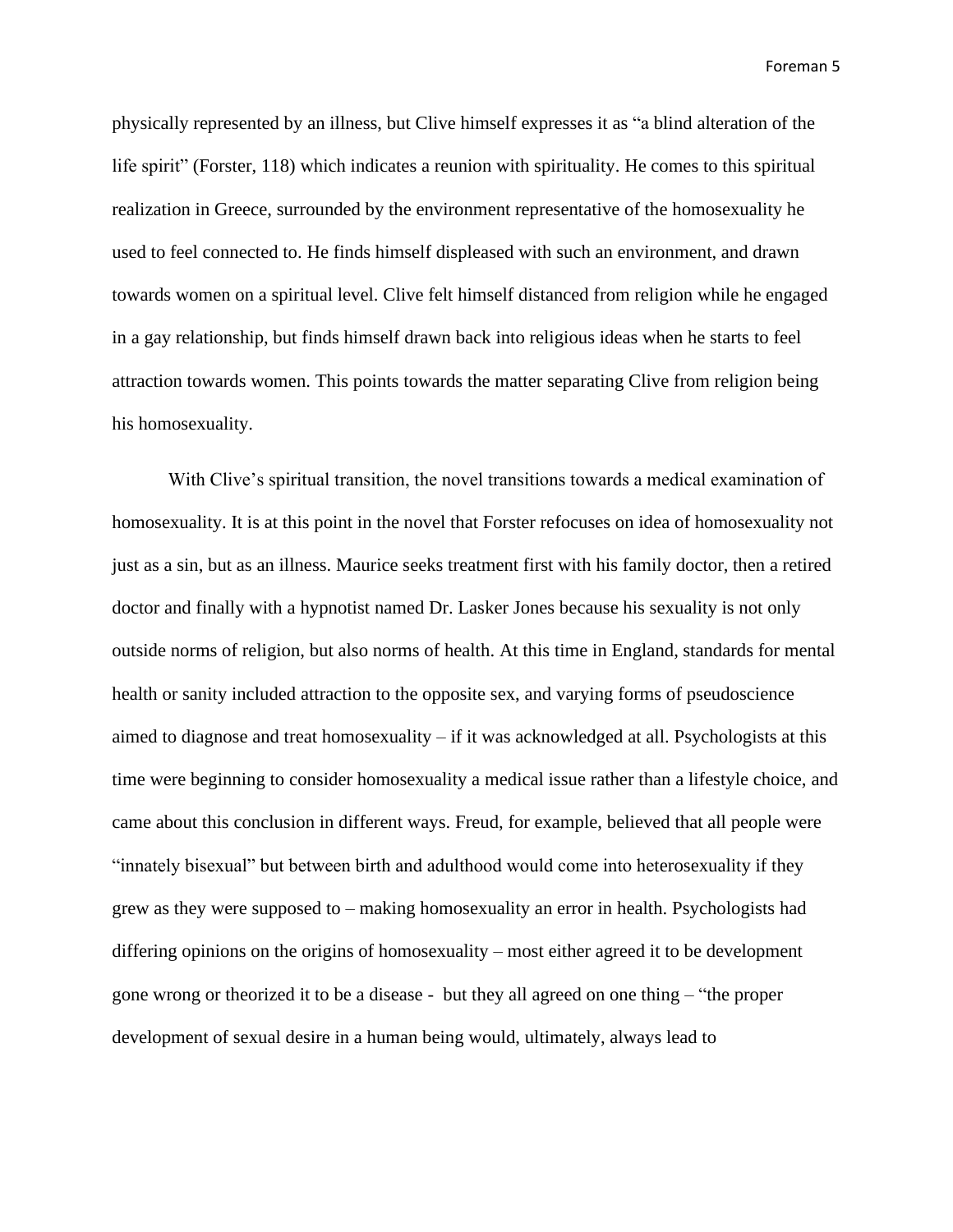physically represented by an illness, but Clive himself expresses it as “a blind alteration of the life spirit” (Forster, 118) which indicates a reunion with spirituality. He comes to this spiritual realization in Greece, surrounded by the environment representative of the homosexuality he used to feel connected to. He finds himself displeased with such an environment, and drawn towards women on a spiritual level. Clive felt himself distanced from religion while he engaged in a gay relationship, but finds himself drawn back into religious ideas when he starts to feel attraction towards women. This points towards the matter separating Clive from religion being his homosexuality.

With Clive’s spiritual transition, the novel transitions towards a medical examination of homosexuality. It is at this point in the novel that Forster refocuses on idea of homosexuality not just as a sin, but as an illness. Maurice seeks treatment first with his family doctor, then a retired doctor and finally with a hypnotist named Dr. Lasker Jones because his sexuality is not only outside norms of religion, but also norms of health. At this time in England, standards for mental health or sanity included attraction to the opposite sex, and varying forms of pseudoscience aimed to diagnose and treat homosexuality – if it was acknowledged at all. Psychologists at this time were beginning to consider homosexuality a medical issue rather than a lifestyle choice, and came about this conclusion in different ways. Freud, for example, believed that all people were “innately bisexual” but between birth and adulthood would come into heterosexuality if they grew as they were supposed to – making homosexuality an error in health. Psychologists had differing opinions on the origins of homosexuality – most either agreed it to be development gone wrong or theorized it to be a disease - but they all agreed on one thing – “the proper development of sexual desire in a human being would, ultimately, always lead to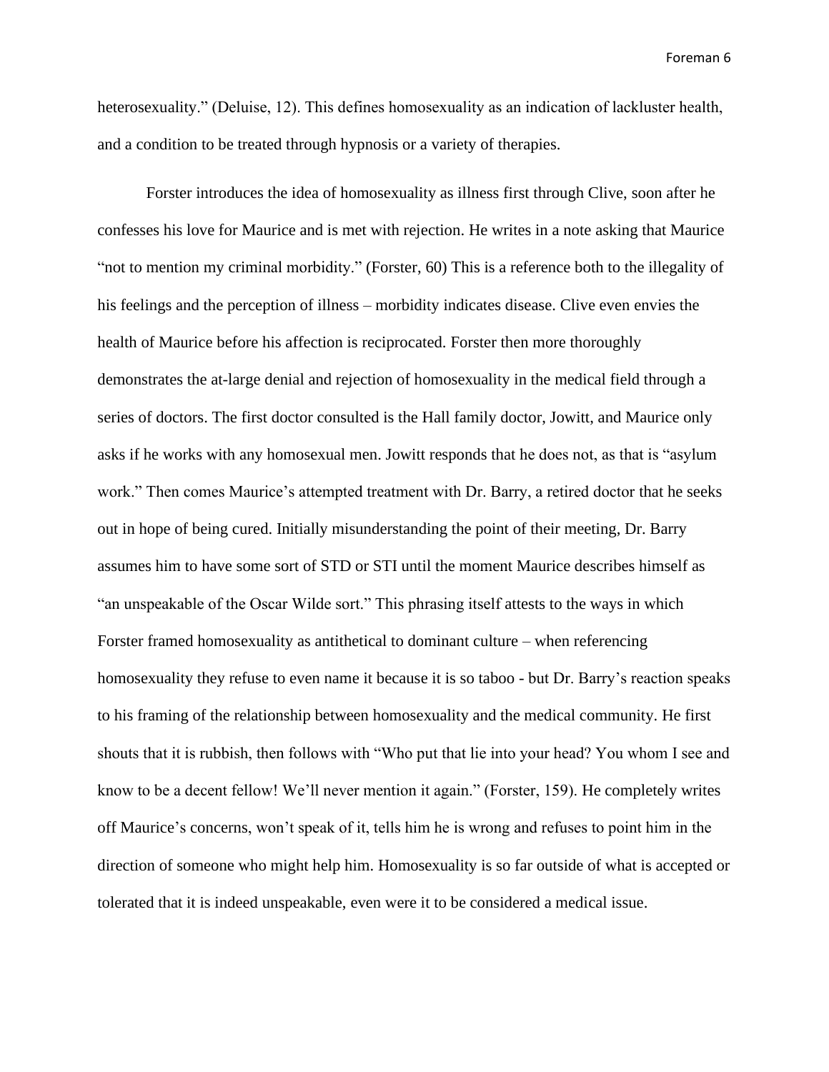heterosexuality." (Deluise, 12). This defines homosexuality as an indication of lackluster health, and a condition to be treated through hypnosis or a variety of therapies.

Forster introduces the idea of homosexuality as illness first through Clive, soon after he confesses his love for Maurice and is met with rejection. He writes in a note asking that Maurice "not to mention my criminal morbidity." (Forster, 60) This is a reference both to the illegality of his feelings and the perception of illness – morbidity indicates disease. Clive even envies the health of Maurice before his affection is reciprocated. Forster then more thoroughly demonstrates the at-large denial and rejection of homosexuality in the medical field through a series of doctors. The first doctor consulted is the Hall family doctor, Jowitt, and Maurice only asks if he works with any homosexual men. Jowitt responds that he does not, as that is "asylum work." Then comes Maurice's attempted treatment with Dr. Barry, a retired doctor that he seeks out in hope of being cured. Initially misunderstanding the point of their meeting, Dr. Barry assumes him to have some sort of STD or STI until the moment Maurice describes himself as "an unspeakable of the Oscar Wilde sort." This phrasing itself attests to the ways in which Forster framed homosexuality as antithetical to dominant culture – when referencing homosexuality they refuse to even name it because it is so taboo - but Dr. Barry's reaction speaks to his framing of the relationship between homosexuality and the medical community. He first shouts that it is rubbish, then follows with "Who put that lie into your head? You whom I see and know to be a decent fellow! We'll never mention it again." (Forster, 159). He completely writes off Maurice's concerns, won't speak of it, tells him he is wrong and refuses to point him in the direction of someone who might help him. Homosexuality is so far outside of what is accepted or tolerated that it is indeed unspeakable, even were it to be considered a medical issue.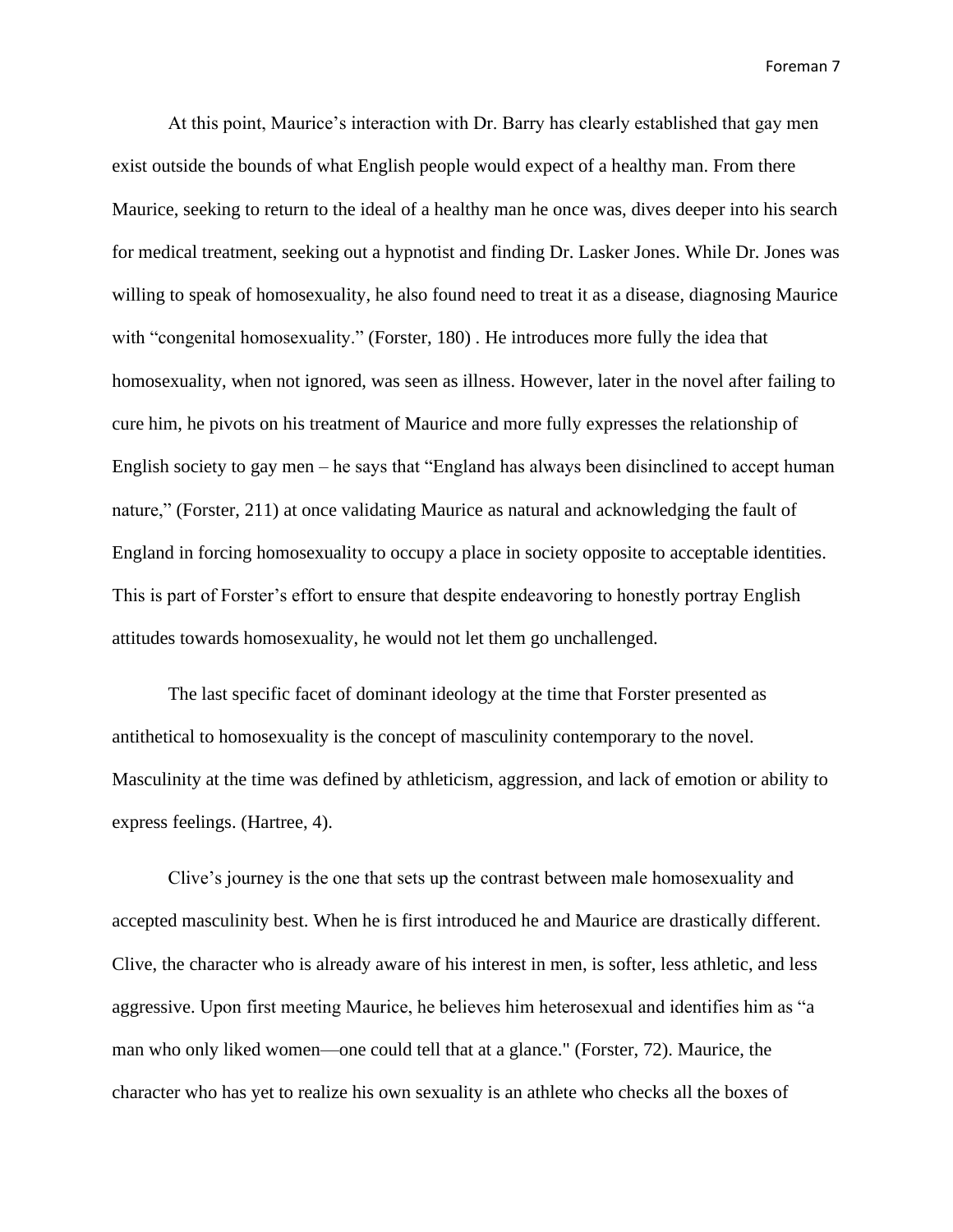At this point, Maurice's interaction with Dr. Barry has clearly established that gay men exist outside the bounds of what English people would expect of a healthy man. From there Maurice, seeking to return to the ideal of a healthy man he once was, dives deeper into his search for medical treatment, seeking out a hypnotist and finding Dr. Lasker Jones. While Dr. Jones was willing to speak of homosexuality, he also found need to treat it as a disease, diagnosing Maurice with "congenital homosexuality." (Forster, 180) . He introduces more fully the idea that homosexuality, when not ignored, was seen as illness. However, later in the novel after failing to cure him, he pivots on his treatment of Maurice and more fully expresses the relationship of English society to gay men – he says that "England has always been disinclined to accept human nature," (Forster, 211) at once validating Maurice as natural and acknowledging the fault of England in forcing homosexuality to occupy a place in society opposite to acceptable identities. This is part of Forster's effort to ensure that despite endeavoring to honestly portray English attitudes towards homosexuality, he would not let them go unchallenged.

The last specific facet of dominant ideology at the time that Forster presented as antithetical to homosexuality is the concept of masculinity contemporary to the novel. Masculinity at the time was defined by athleticism, aggression, and lack of emotion or ability to express feelings. (Hartree, 4).

Clive's journey is the one that sets up the contrast between male homosexuality and accepted masculinity best. When he is first introduced he and Maurice are drastically different. Clive, the character who is already aware of his interest in men, is softer, less athletic, and less aggressive. Upon first meeting Maurice, he believes him heterosexual and identifies him as "a man who only liked women—one could tell that at a glance." (Forster, 72). Maurice, the character who has yet to realize his own sexuality is an athlete who checks all the boxes of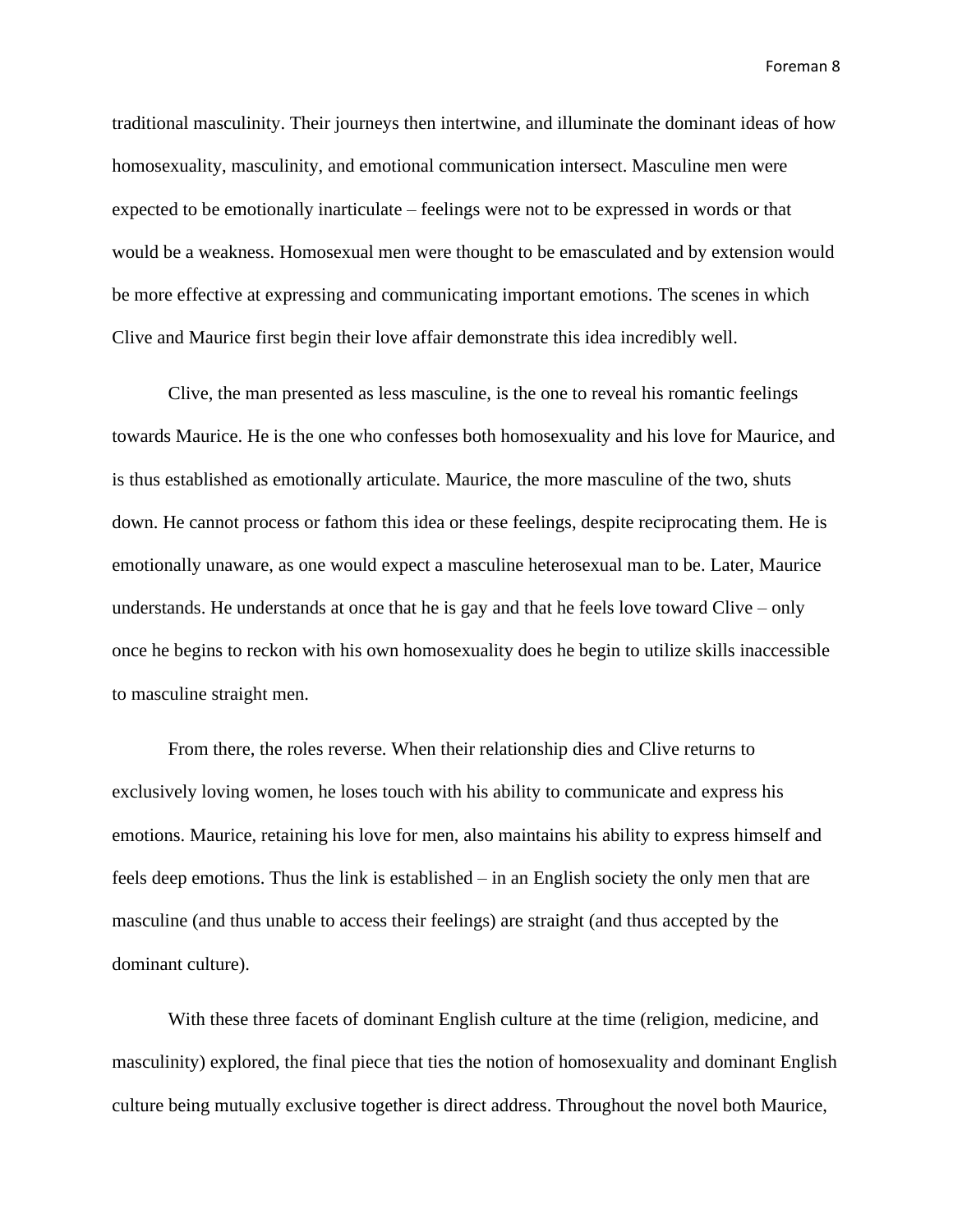traditional masculinity. Their journeys then intertwine, and illuminate the dominant ideas of how homosexuality, masculinity, and emotional communication intersect. Masculine men were expected to be emotionally inarticulate – feelings were not to be expressed in words or that would be a weakness. Homosexual men were thought to be emasculated and by extension would be more effective at expressing and communicating important emotions. The scenes in which Clive and Maurice first begin their love affair demonstrate this idea incredibly well.

Clive, the man presented as less masculine, is the one to reveal his romantic feelings towards Maurice. He is the one who confesses both homosexuality and his love for Maurice, and is thus established as emotionally articulate. Maurice, the more masculine of the two, shuts down. He cannot process or fathom this idea or these feelings, despite reciprocating them. He is emotionally unaware, as one would expect a masculine heterosexual man to be. Later, Maurice understands. He understands at once that he is gay and that he feels love toward Clive – only once he begins to reckon with his own homosexuality does he begin to utilize skills inaccessible to masculine straight men.

From there, the roles reverse. When their relationship dies and Clive returns to exclusively loving women, he loses touch with his ability to communicate and express his emotions. Maurice, retaining his love for men, also maintains his ability to express himself and feels deep emotions. Thus the link is established – in an English society the only men that are masculine (and thus unable to access their feelings) are straight (and thus accepted by the dominant culture).

With these three facets of dominant English culture at the time (religion, medicine, and masculinity) explored, the final piece that ties the notion of homosexuality and dominant English culture being mutually exclusive together is direct address. Throughout the novel both Maurice,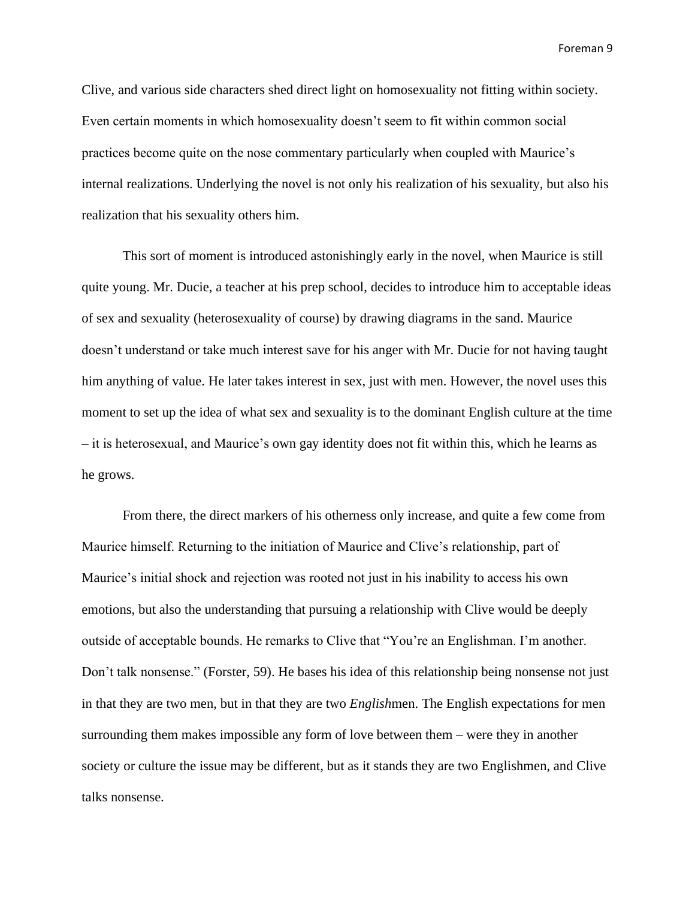Clive, and various side characters shed direct light on homosexuality not fitting within society. Even certain moments in which homosexuality doesn't seem to fit within common social practices become quite on the nose commentary particularly when coupled with Maurice's internal realizations. Underlying the novel is not only his realization of his sexuality, but also his realization that his sexuality others him.

This sort of moment is introduced astonishingly early in the novel, when Maurice is still quite young. Mr. Ducie, a teacher at his prep school, decides to introduce him to acceptable ideas of sex and sexuality (heterosexuality of course) by drawing diagrams in the sand. Maurice doesn't understand or take much interest save for his anger with Mr. Ducie for not having taught him anything of value. He later takes interest in sex, just with men. However, the novel uses this moment to set up the idea of what sex and sexuality is to the dominant English culture at the time – it is heterosexual, and Maurice's own gay identity does not fit within this, which he learns as he grows.

From there, the direct markers of his otherness only increase, and quite a few come from Maurice himself. Returning to the initiation of Maurice and Clive's relationship, part of Maurice's initial shock and rejection was rooted not just in his inability to access his own emotions, but also the understanding that pursuing a relationship with Clive would be deeply outside of acceptable bounds. He remarks to Clive that "You're an Englishman. I'm another. Don't talk nonsense." (Forster, 59). He bases his idea of this relationship being nonsense not just in that they are two men, but in that they are two *English*men. The English expectations for men surrounding them makes impossible any form of love between them – were they in another society or culture the issue may be different, but as it stands they are two Englishmen, and Clive talks nonsense.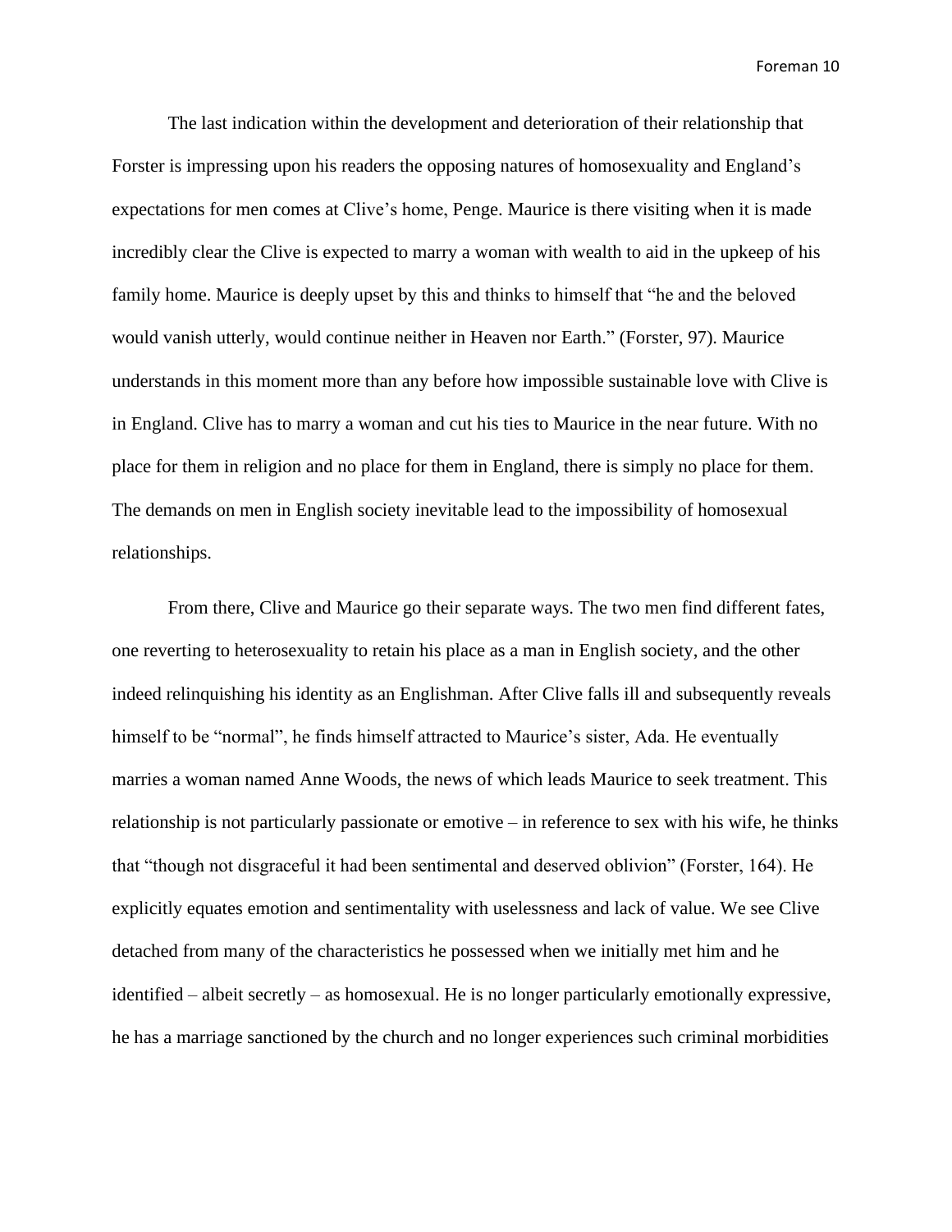The last indication within the development and deterioration of their relationship that Forster is impressing upon his readers the opposing natures of homosexuality and England's expectations for men comes at Clive's home, Penge. Maurice is there visiting when it is made incredibly clear the Clive is expected to marry a woman with wealth to aid in the upkeep of his family home. Maurice is deeply upset by this and thinks to himself that "he and the beloved would vanish utterly, would continue neither in Heaven nor Earth." (Forster, 97). Maurice understands in this moment more than any before how impossible sustainable love with Clive is in England. Clive has to marry a woman and cut his ties to Maurice in the near future. With no place for them in religion and no place for them in England, there is simply no place for them. The demands on men in English society inevitable lead to the impossibility of homosexual relationships.

From there, Clive and Maurice go their separate ways. The two men find different fates, one reverting to heterosexuality to retain his place as a man in English society, and the other indeed relinquishing his identity as an Englishman. After Clive falls ill and subsequently reveals himself to be "normal", he finds himself attracted to Maurice's sister, Ada. He eventually marries a woman named Anne Woods, the news of which leads Maurice to seek treatment. This relationship is not particularly passionate or emotive – in reference to sex with his wife, he thinks that "though not disgraceful it had been sentimental and deserved oblivion" (Forster, 164). He explicitly equates emotion and sentimentality with uselessness and lack of value. We see Clive detached from many of the characteristics he possessed when we initially met him and he identified – albeit secretly – as homosexual. He is no longer particularly emotionally expressive, he has a marriage sanctioned by the church and no longer experiences such criminal morbidities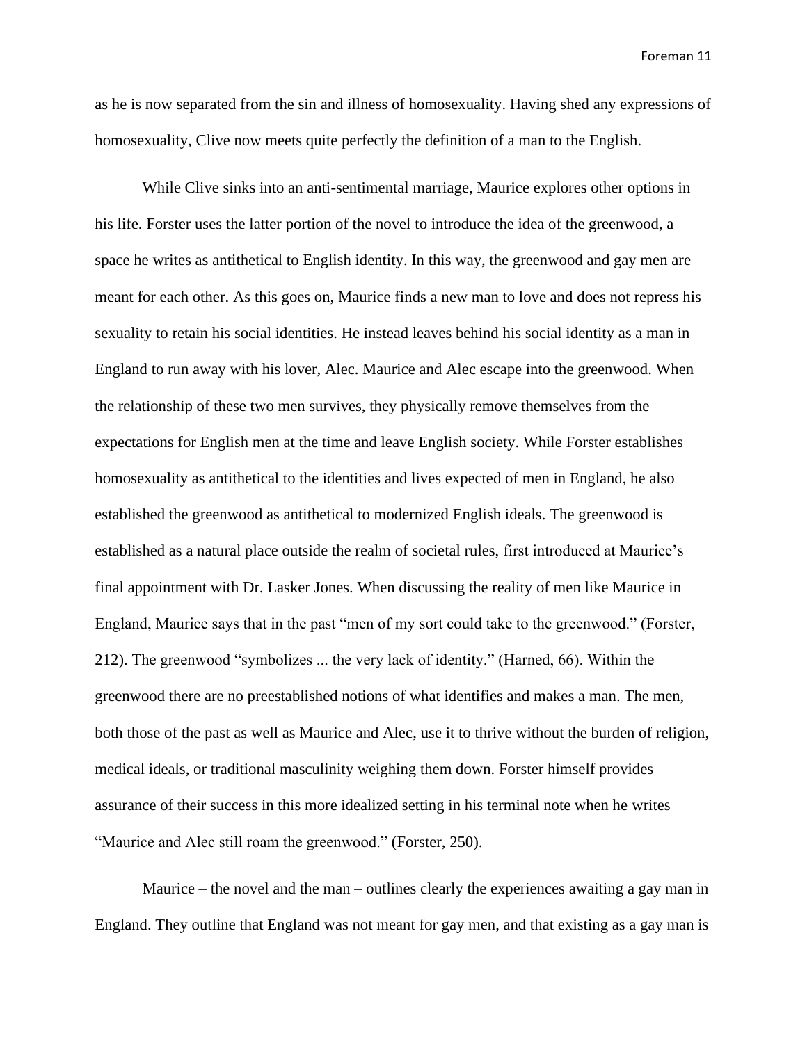as he is now separated from the sin and illness of homosexuality. Having shed any expressions of homosexuality, Clive now meets quite perfectly the definition of a man to the English.

While Clive sinks into an anti-sentimental marriage, Maurice explores other options in his life. Forster uses the latter portion of the novel to introduce the idea of the greenwood, a space he writes as antithetical to English identity. In this way, the greenwood and gay men are meant for each other. As this goes on, Maurice finds a new man to love and does not repress his sexuality to retain his social identities. He instead leaves behind his social identity as a man in England to run away with his lover, Alec. Maurice and Alec escape into the greenwood. When the relationship of these two men survives, they physically remove themselves from the expectations for English men at the time and leave English society. While Forster establishes homosexuality as antithetical to the identities and lives expected of men in England, he also established the greenwood as antithetical to modernized English ideals. The greenwood is established as a natural place outside the realm of societal rules, first introduced at Maurice's final appointment with Dr. Lasker Jones. When discussing the reality of men like Maurice in England, Maurice says that in the past "men of my sort could take to the greenwood." (Forster, 212). The greenwood "symbolizes ... the very lack of identity." (Harned, 66). Within the greenwood there are no preestablished notions of what identifies and makes a man. The men, both those of the past as well as Maurice and Alec, use it to thrive without the burden of religion, medical ideals, or traditional masculinity weighing them down. Forster himself provides assurance of their success in this more idealized setting in his terminal note when he writes "Maurice and Alec still roam the greenwood." (Forster, 250).

Maurice – the novel and the man – outlines clearly the experiences awaiting a gay man in England. They outline that England was not meant for gay men, and that existing as a gay man is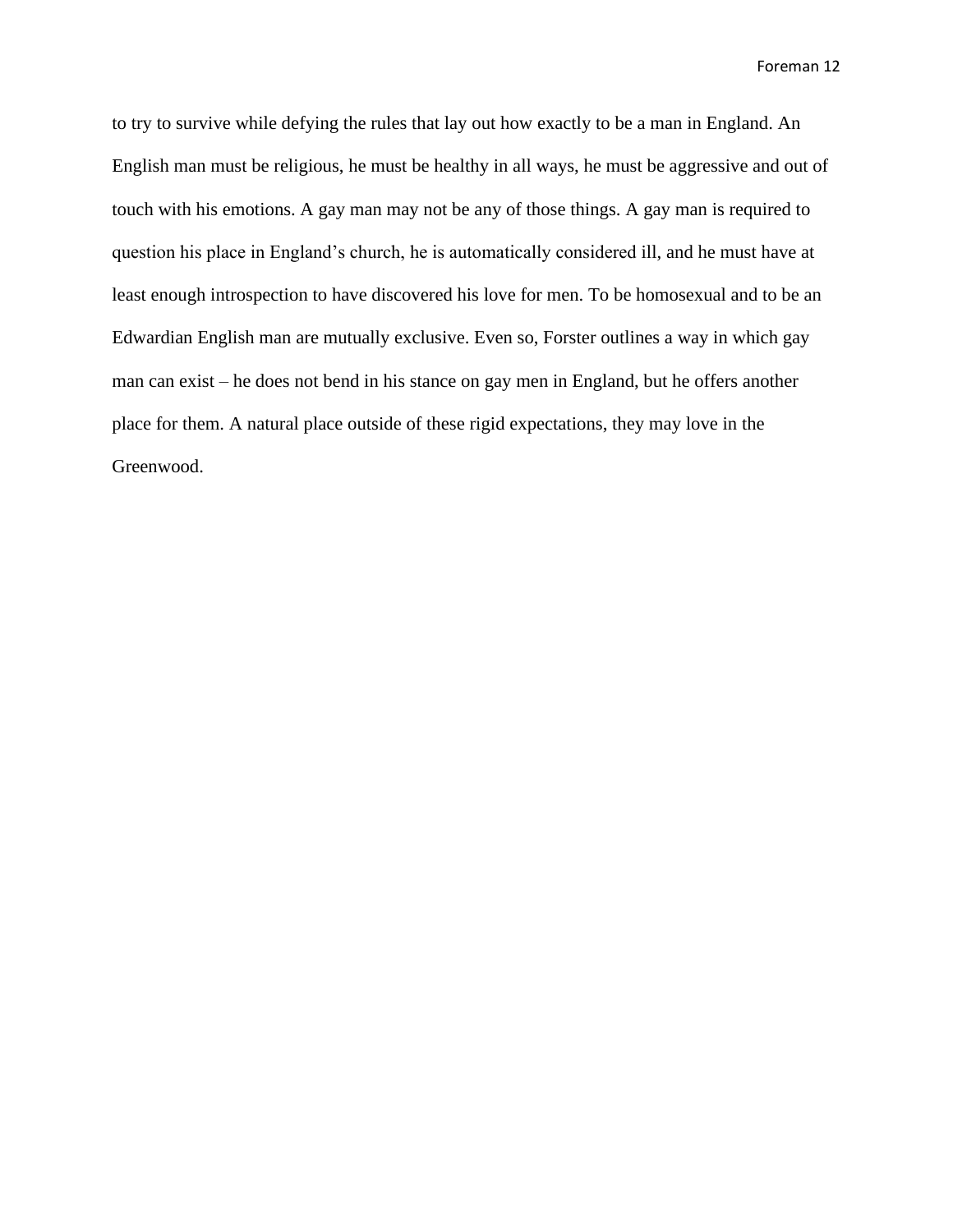to try to survive while defying the rules that lay out how exactly to be a man in England. An English man must be religious, he must be healthy in all ways, he must be aggressive and out of touch with his emotions. A gay man may not be any of those things. A gay man is required to question his place in England's church, he is automatically considered ill, and he must have at least enough introspection to have discovered his love for men. To be homosexual and to be an Edwardian English man are mutually exclusive. Even so, Forster outlines a way in which gay man can exist – he does not bend in his stance on gay men in England, but he offers another place for them. A natural place outside of these rigid expectations, they may love in the Greenwood.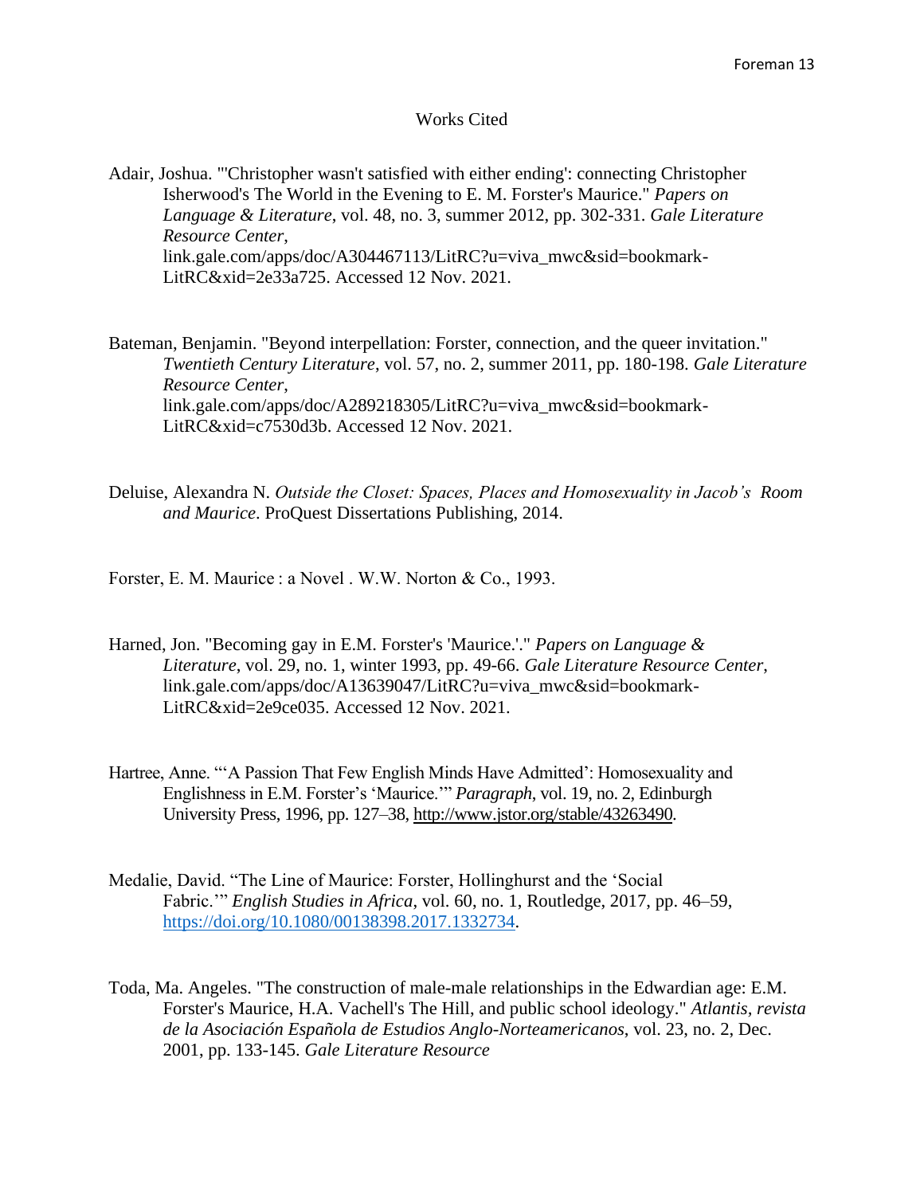# Works Cited

Adair, Joshua. "'Christopher wasn't satisfied with either ending': connecting Christopher Isherwood's The World in the Evening to E. M. Forster's Maurice." *Papers on Language & Literature*, vol. 48, no. 3, summer 2012, pp. 302-331. *Gale Literature Resource Center*, link.gale.com/apps/doc/A304467113/LitRC?u=viva_mwc&sid=bookmark-LitRC&xid=2e33a725. Accessed 12 Nov. 2021.

Bateman, Benjamin. "Beyond interpellation: Forster, connection, and the queer invitation." *Twentieth Century Literature*, vol. 57, no. 2, summer 2011, pp. 180-198. *Gale Literature Resource Center*, link.gale.com/apps/doc/A289218305/LitRC?u=viva_mwc&sid=bookmark-LitRC&xid=c7530d3b. Accessed 12 Nov. 2021.

Deluise, Alexandra N. *Outside the Closet: Spaces, Places and Homosexuality in Jacob's Room and Maurice*. ProQuest Dissertations Publishing, 2014.

Forster, E. M. Maurice : a Novel . W.W. Norton & Co., 1993.

Harned, Jon. "Becoming gay in E.M. Forster's 'Maurice.'." *Papers on Language & Literature*, vol. 29, no. 1, winter 1993, pp. 49-66. *Gale Literature Resource Center*, link.gale.com/apps/doc/A13639047/LitRC?u=viva_mwc&sid=bookmark-LitRC&xid=2e9ce035. Accessed 12 Nov. 2021.

Hartree, Anne. "'A Passion That Few English Minds Have Admitted': Homosexuality and Englishness in E.M. Forster's 'Maurice.'" *Paragraph*, vol. 19, no. 2, Edinburgh University Press, 1996, pp. 127–38, http://www.jstor.org/stable/43263490.

Medalie, David. "The Line of Maurice: Forster, Hollinghurst and the 'Social Fabric.'" *English Studies in Africa*, vol. 60, no. 1, Routledge, 2017, pp. 46–59, https://doi.org/10.1080/00138398.2017.1332734.

Toda, Ma. Angeles. "The construction of male-male relationships in the Edwardian age: E.M. Forster's Maurice, H.A. Vachell's The Hill, and public school ideology." *Atlantis, revista de la Asociación Española de Estudios Anglo-Norteamericanos*, vol. 23, no. 2, Dec. 2001, pp. 133-145. *Gale Literature Resource*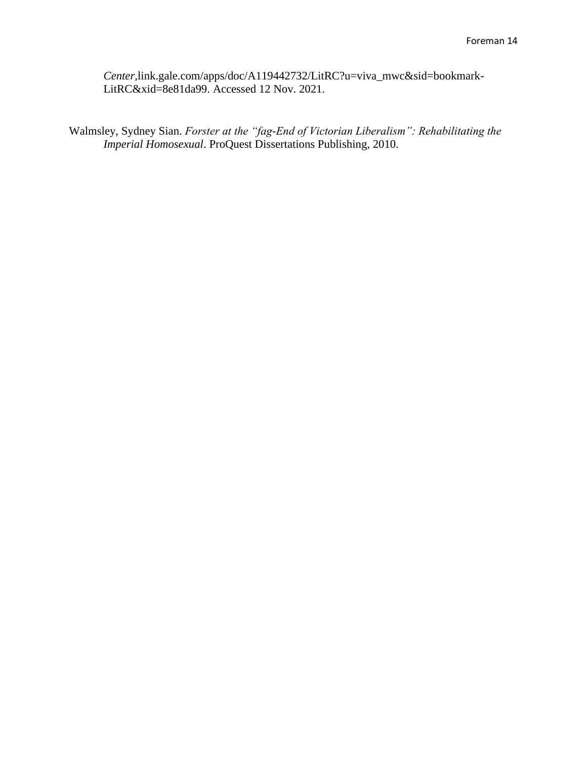*Center*,link.gale.com/apps/doc/A119442732/LitRC?u=viva_mwc&sid=bookmark-LitRC&xid=8e81da99. Accessed 12 Nov. 2021.

Walmsley, Sydney Sian. *Forster at the "fag-End of Victorian Liberalism": Rehabilitating the Imperial Homosexual*. ProQuest Dissertations Publishing, 2010.